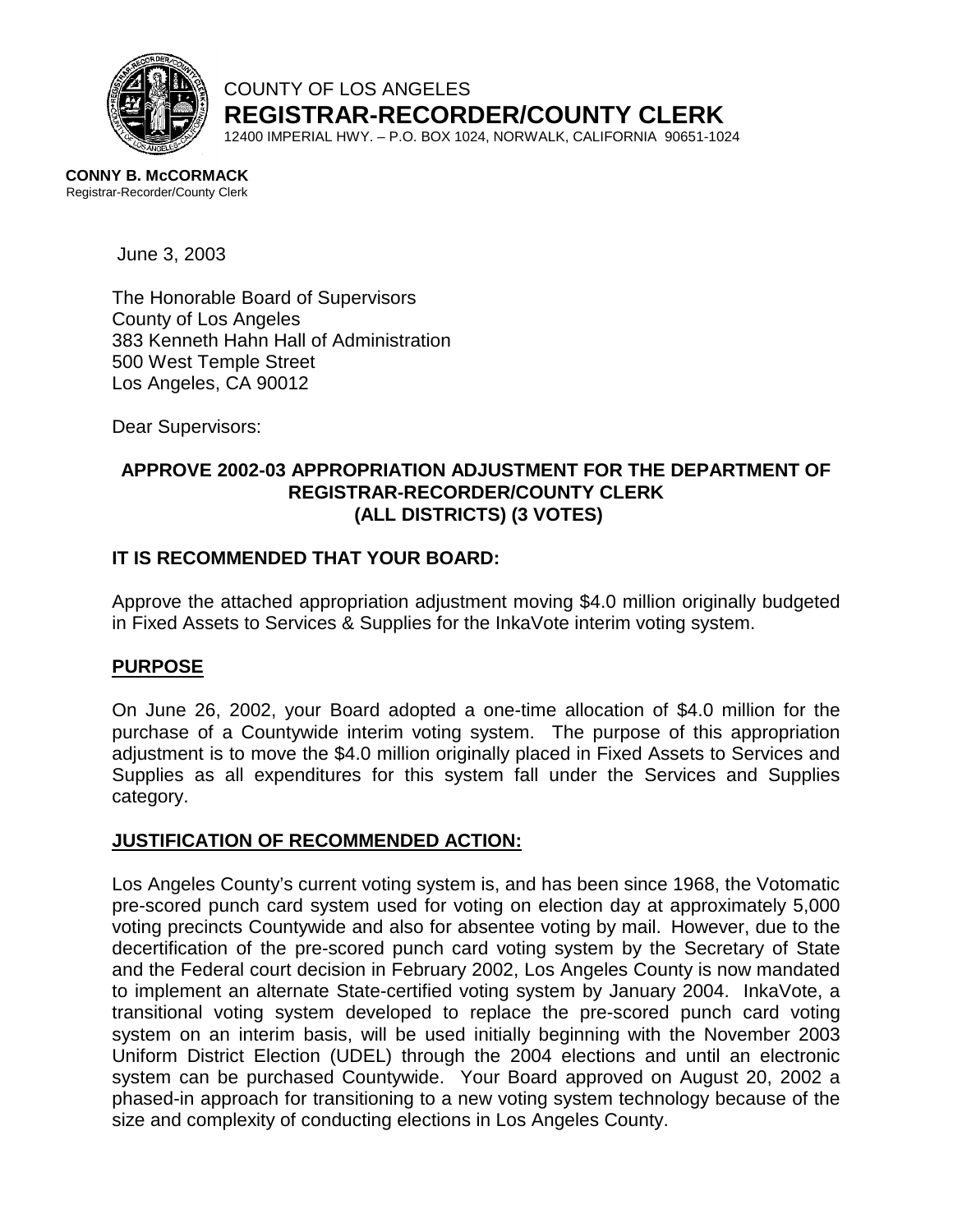COUNTY OF LOS ANGELES
**REGISTRAR-RECORDER/COUNTY CLERK**
12400 IMPERIAL HWY. – P.O. BOX 1024, NORWALK, CALIFORNIA 90651-1024

**CONNY B. McCORMACK**
Registrar-Recorder/County Clerk

June 3, 2003

The Honorable Board of Supervisors
County of Los Angeles
383 Kenneth Hahn Hall of Administration
500 West Temple Street
Los Angeles, CA 90012

Dear Supervisors:

**APPROVE 2002-03 APPROPRIATION ADJUSTMENT FOR THE DEPARTMENT OF REGISTRAR-RECORDER/COUNTY CLERK (ALL DISTRICTS) (3 VOTES)**

**IT IS RECOMMENDED THAT YOUR BOARD:**

Approve the attached appropriation adjustment moving $4.0 million originally budgeted in Fixed Assets to Services & Supplies for the InkaVote interim voting system.

## PURPOSE

On June 26, 2002, your Board adopted a one-time allocation of $4.0 million for the purchase of a Countywide interim voting system. The purpose of this appropriation adjustment is to move the $4.0 million originally placed in Fixed Assets to Services and Supplies as all expenditures for this system fall under the Services and Supplies category.

## JUSTIFICATION OF RECOMMENDED ACTION:

Los Angeles County's current voting system is, and has been since 1968, the Votomatic pre-scored punch card system used for voting on election day at approximately 5,000 voting precincts Countywide and also for absentee voting by mail. However, due to the decertification of the pre-scored punch card voting system by the Secretary of State and the Federal court decision in February 2002, Los Angeles County is now mandated to implement an alternate State-certified voting system by January 2004. InkaVote, a transitional voting system developed to replace the pre-scored punch card voting system on an interim basis, will be used initially beginning with the November 2003 Uniform District Election (UDEL) through the 2004 elections and until an electronic system can be purchased Countywide. Your Board approved on August 20, 2002 a phased-in approach for transitioning to a new voting system technology because of the size and complexity of conducting elections in Los Angeles County.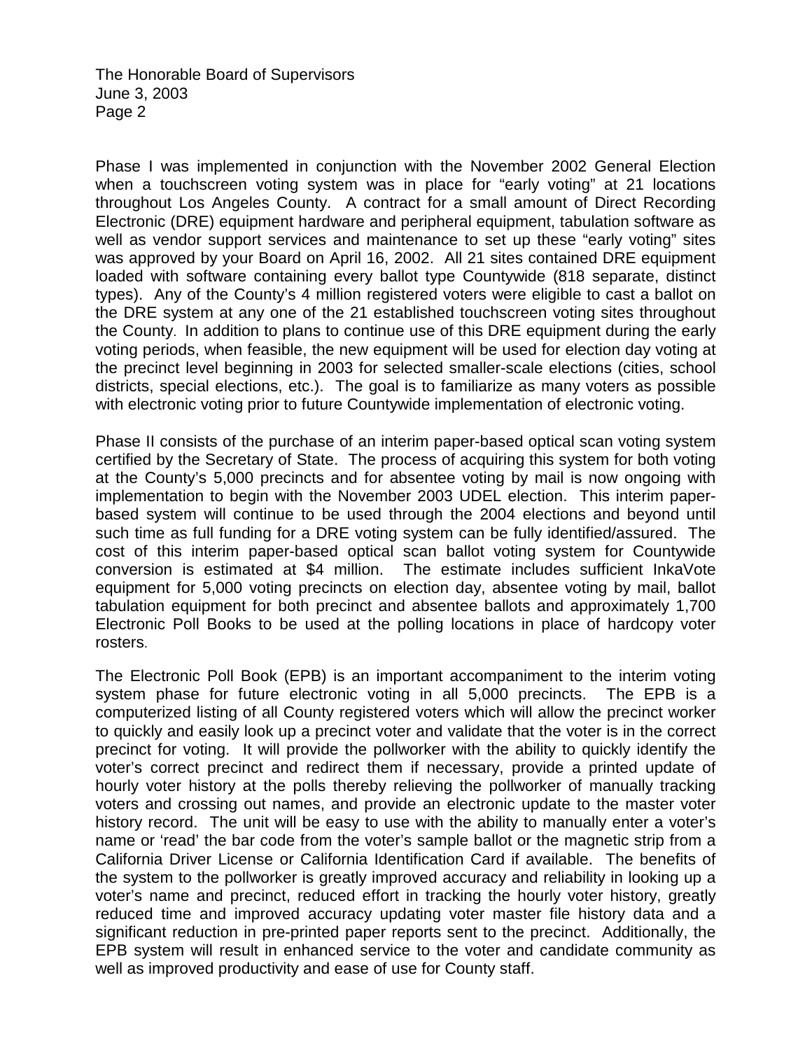Phase I was implemented in conjunction with the November 2002 General Election when a touchscreen voting system was in place for “early voting” at 21 locations throughout Los Angeles County. A contract for a small amount of Direct Recording Electronic (DRE) equipment hardware and peripheral equipment, tabulation software as well as vendor support services and maintenance to set up these “early voting” sites was approved by your Board on April 16, 2002. All 21 sites contained DRE equipment loaded with software containing every ballot type Countywide (818 separate, distinct types). Any of the County’s 4 million registered voters were eligible to cast a ballot on the DRE system at any one of the 21 established touchscreen voting sites throughout the County. In addition to plans to continue use of this DRE equipment during the early voting periods, when feasible, the new equipment will be used for election day voting at the precinct level beginning in 2003 for selected smaller-scale elections (cities, school districts, special elections, etc.). The goal is to familiarize as many voters as possible with electronic voting prior to future Countywide implementation of electronic voting.

Phase II consists of the purchase of an interim paper-based optical scan voting system certified by the Secretary of State. The process of acquiring this system for both voting at the County’s 5,000 precincts and for absentee voting by mail is now ongoing with implementation to begin with the November 2003 UDEL election. This interim paper-based system will continue to be used through the 2004 elections and beyond until such time as full funding for a DRE voting system can be fully identified/assured. The cost of this interim paper-based optical scan ballot voting system for Countywide conversion is estimated at $4 million. The estimate includes sufficient InkaVote equipment for 5,000 voting precincts on election day, absentee voting by mail, ballot tabulation equipment for both precinct and absentee ballots and approximately 1,700 Electronic Poll Books to be used at the polling locations in place of hardcopy voter rosters.

The Electronic Poll Book (EPB) is an important accompaniment to the interim voting system phase for future electronic voting in all 5,000 precincts. The EPB is a computerized listing of all County registered voters which will allow the precinct worker to quickly and easily look up a precinct voter and validate that the voter is in the correct precinct for voting. It will provide the pollworker with the ability to quickly identify the voter’s correct precinct and redirect them if necessary, provide a printed update of hourly voter history at the polls thereby relieving the pollworker of manually tracking voters and crossing out names, and provide an electronic update to the master voter history record. The unit will be easy to use with the ability to manually enter a voter’s name or ‘read’ the bar code from the voter’s sample ballot or the magnetic strip from a California Driver License or California Identification Card if available. The benefits of the system to the pollworker is greatly improved accuracy and reliability in looking up a voter’s name and precinct, reduced effort in tracking the hourly voter history, greatly reduced time and improved accuracy updating voter master file history data and a significant reduction in pre-printed paper reports sent to the precinct. Additionally, the EPB system will result in enhanced service to the voter and candidate community as well as improved productivity and ease of use for County staff.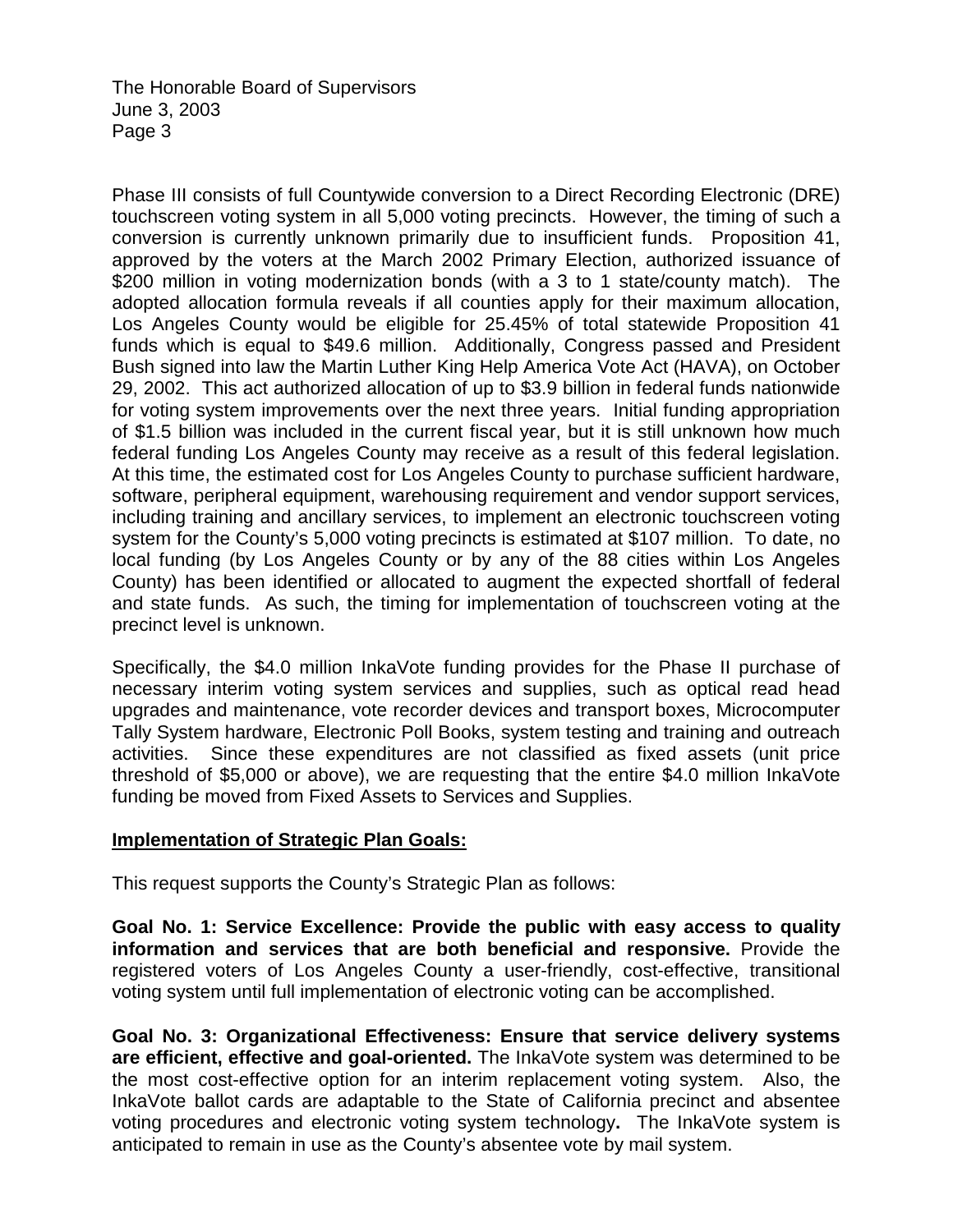Phase III consists of full Countywide conversion to a Direct Recording Electronic (DRE) touchscreen voting system in all 5,000 voting precincts. However, the timing of such a conversion is currently unknown primarily due to insufficient funds. Proposition 41, approved by the voters at the March 2002 Primary Election, authorized issuance of $200 million in voting modernization bonds (with a 3 to 1 state/county match). The adopted allocation formula reveals if all counties apply for their maximum allocation, Los Angeles County would be eligible for 25.45% of total statewide Proposition 41 funds which is equal to $49.6 million. Additionally, Congress passed and President Bush signed into law the Martin Luther King Help America Vote Act (HAVA), on October 29, 2002. This act authorized allocation of up to $3.9 billion in federal funds nationwide for voting system improvements over the next three years. Initial funding appropriation of $1.5 billion was included in the current fiscal year, but it is still unknown how much federal funding Los Angeles County may receive as a result of this federal legislation. At this time, the estimated cost for Los Angeles County to purchase sufficient hardware, software, peripheral equipment, warehousing requirement and vendor support services, including training and ancillary services, to implement an electronic touchscreen voting system for the County's 5,000 voting precincts is estimated at $107 million. To date, no local funding (by Los Angeles County or by any of the 88 cities within Los Angeles County) has been identified or allocated to augment the expected shortfall of federal and state funds. As such, the timing for implementation of touchscreen voting at the precinct level is unknown.

Specifically, the $4.0 million InkaVote funding provides for the Phase II purchase of necessary interim voting system services and supplies, such as optical read head upgrades and maintenance, vote recorder devices and transport boxes, Microcomputer Tally System hardware, Electronic Poll Books, system testing and training and outreach activities. Since these expenditures are not classified as fixed assets (unit price threshold of $5,000 or above), we are requesting that the entire $4.0 million InkaVote funding be moved from Fixed Assets to Services and Supplies.

**Implementation of Strategic Plan Goals:**

This request supports the County's Strategic Plan as follows:

**Goal No. 1: Service Excellence: Provide the public with easy access to quality information and services that are both beneficial and responsive.** Provide the registered voters of Los Angeles County a user-friendly, cost-effective, transitional voting system until full implementation of electronic voting can be accomplished.

**Goal No. 3: Organizational Effectiveness: Ensure that service delivery systems are efficient, effective and goal-oriented.** The InkaVote system was determined to be the most cost-effective option for an interim replacement voting system. Also, the InkaVote ballot cards are adaptable to the State of California precinct and absentee voting procedures and electronic voting system technology**.** The InkaVote system is anticipated to remain in use as the County's absentee vote by mail system.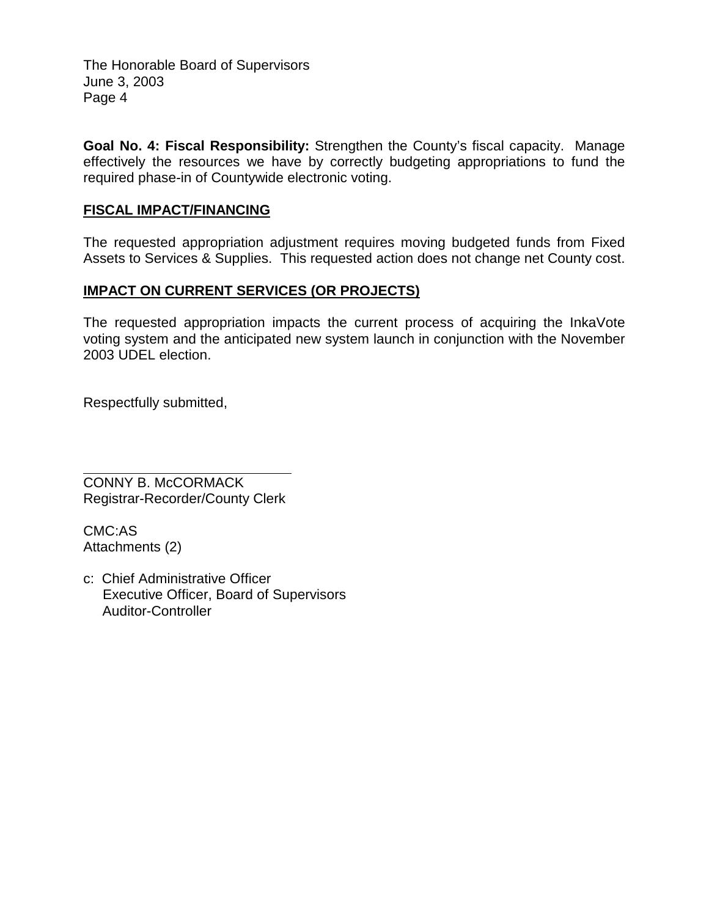The Honorable Board of Supervisors
June 3, 2003

**Goal No. 4: Fiscal Responsibility:** Strengthen the County's fiscal capacity. Manage effectively the resources we have by correctly budgeting appropriations to fund the required phase-in of Countywide electronic voting.

**FISCAL IMPACT/FINANCING**

The requested appropriation adjustment requires moving budgeted funds from Fixed Assets to Services & Supplies. This requested action does not change net County cost.

**IMPACT ON CURRENT SERVICES (OR PROJECTS)**

The requested appropriation impacts the current process of acquiring the InkaVote voting system and the anticipated new system launch in conjunction with the November 2003 UDEL election.

Respectfully submitted,

CONNY B. McCORMACK
Registrar-Recorder/County Clerk

CMC:AS
Attachments (2)

c: Chief Administrative Officer
Executive Officer, Board of Supervisors
Auditor-Controller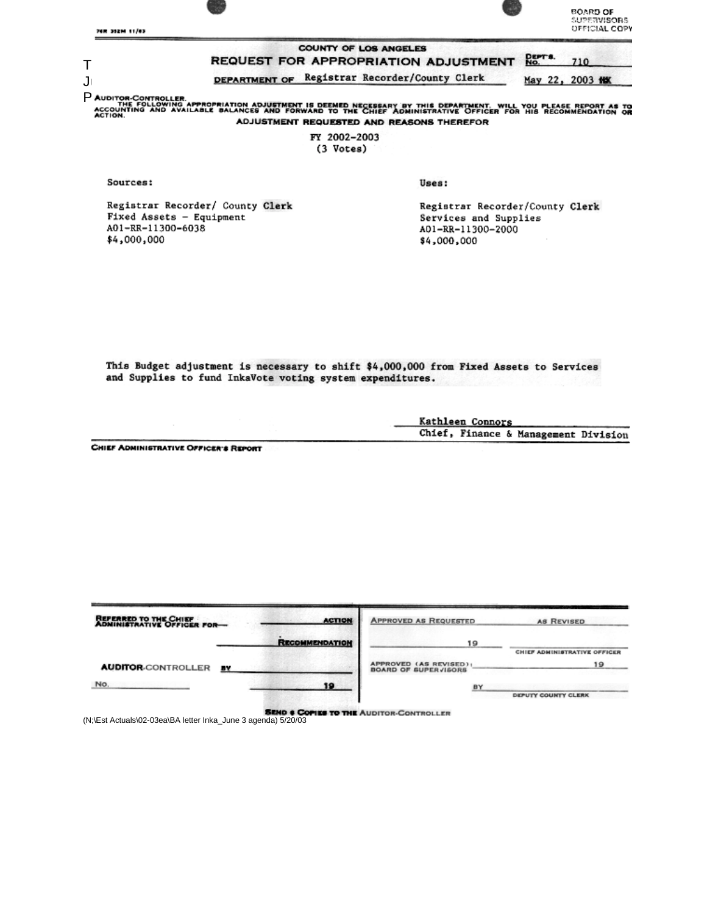76R 352M 11/83

BOARD OF SUPERVISORS OFFICIAL COPY

# COUNTY OF LOS ANGELES

## REQUEST FOR APPROPRIATION ADJUSTMENT

DEPT'S. No. 710

DEPARTMENT OF Registrar Recorder/County Clerk

May 22, 2003

AUDITOR-CONTROLLER.
THE FOLLOWING APPROPRIATION ADJUSTMENT IS DEEMED NECESSARY BY THIS DEPARTMENT. WILL YOU PLEASE REPORT AS TO ACCOUNTING AND AVAILABLE BALANCES AND FORWARD TO THE CHIEF ADMINISTRATIVE OFFICER FOR HIS RECOMMENDATION OR ACTION.

### ADJUSTMENT REQUESTED AND REASONS THEREFOR

FY 2002-2003
(3 Votes)

| Sources: | Uses: |
| --- | --- |
| Registrar Recorder/ County Clerk | Registrar Recorder/County Clerk |
| Fixed Assets – Equipment | Services and Supplies |
| A01-RR-11300-6038 | A01-RR-11300-2000 |
| $4,000,000 | $4,000,000 |

This Budget adjustment is necessary to shift $4,000,000 from Fixed Assets to Services and Supplies to fund InkaVote voting system expenditures.

Kathleen Connors
Chief, Finance & Management Division

CHIEF ADMINISTRATIVE OFFICER'S REPORT

| REFERRED TO THE CHIEF ADMINISTRATIVE OFFICER FOR— | ACTION | APPROVED AS REQUESTED | AS REVISED |
| --- | --- | --- | --- |
| | RECOMMENDATION | 19 | CHIEF ADMINISTRATIVE OFFICER |
| AUDITOR-CONTROLLER BY | | APPROVED (AS REVISED): BOARD OF SUPERVISORS | 19 |
| No. | 19 | BY | DEPUTY COUNTY CLERK |

SEND 6 COPIES TO THE AUDITOR-CONTROLLER

(N;\Est Actuals\02-03ea\BA letter Inka_June 3 agenda) 5/20/03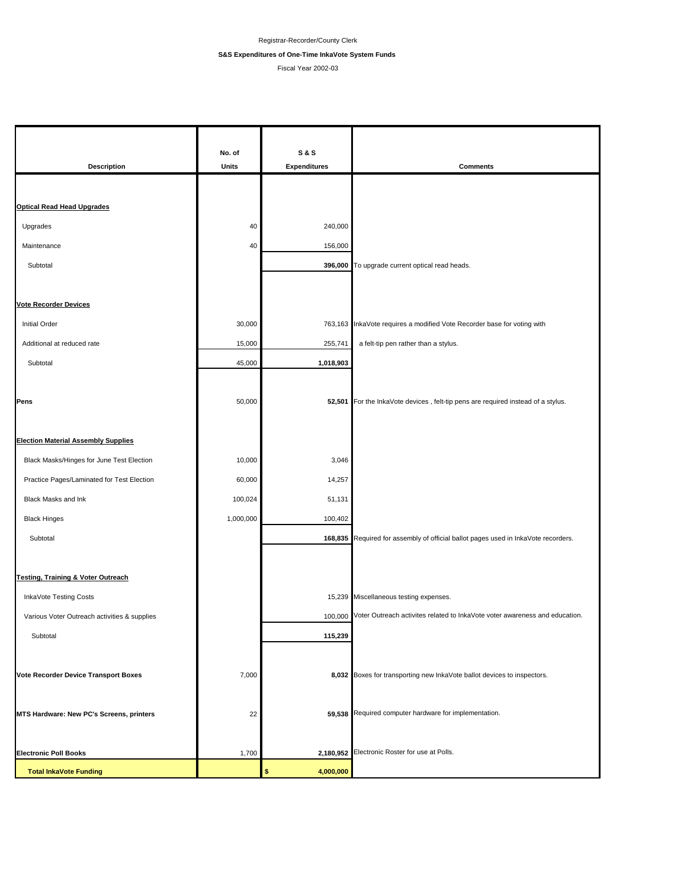Registrar-Recorder/County Clerk

**S&S Expenditures of One-Time InkaVote System Funds**

Fiscal Year 2002-03

| Description | No. of Units | S & S Expenditures | Comments |
|---|---|---|---|
| **Optical Read Head Upgrades** | | | |
| Upgrades | 40 | 240,000 | |
| Maintenance | 40 | 156,000 | |
| Subtotal | | **396,000** | To upgrade current optical read heads. |
| **Vote Recorder Devices** | | | |
| Initial Order | 30,000 | 763,163 | InkaVote requires a modified Vote Recorder base for voting with |
| Additional at reduced rate | 15,000 | 255,741 | a felt-tip pen rather than a stylus. |
| Subtotal | 45,000 | **1,018,903** | |
| **Pens** | 50,000 | **52,501** | For the InkaVote devices , felt-tip pens are required instead of a stylus. |
| **Election Material Assembly Supplies** | | | |
| Black Masks/Hinges for June Test Election | 10,000 | 3,046 | |
| Practice Pages/Laminated for Test Election | 60,000 | 14,257 | |
| Black Masks and Ink | 100,024 | 51,131 | |
| Black Hinges | 1,000,000 | 100,402 | |
| Subtotal | | **168,835** | Required for assembly of official ballot pages used in InkaVote recorders. |
| **Testing, Training & Voter Outreach** | | | |
| InkaVote Testing Costs | | 15,239 | Miscellaneous testing expenses. |
| Various Voter Outreach activities & supplies | | 100,000 | Voter Outreach activites related to InkaVote voter awareness and education. |
| Subtotal | | **115,239** | |
| **Vote Recorder Device Transport Boxes** | 7,000 | **8,032** | Boxes for transporting new InkaVote ballot devices to inspectors. |
| **MTS Hardware: New PC's Screens, printers** | 22 | **59,538** | Required computer hardware for implementation. |
| **Electronic Poll Books** | 1,700 | **2,180,952** | Electronic Roster for use at Polls. |
| **Total InkaVote Funding** | | **$ 4,000,000** | |